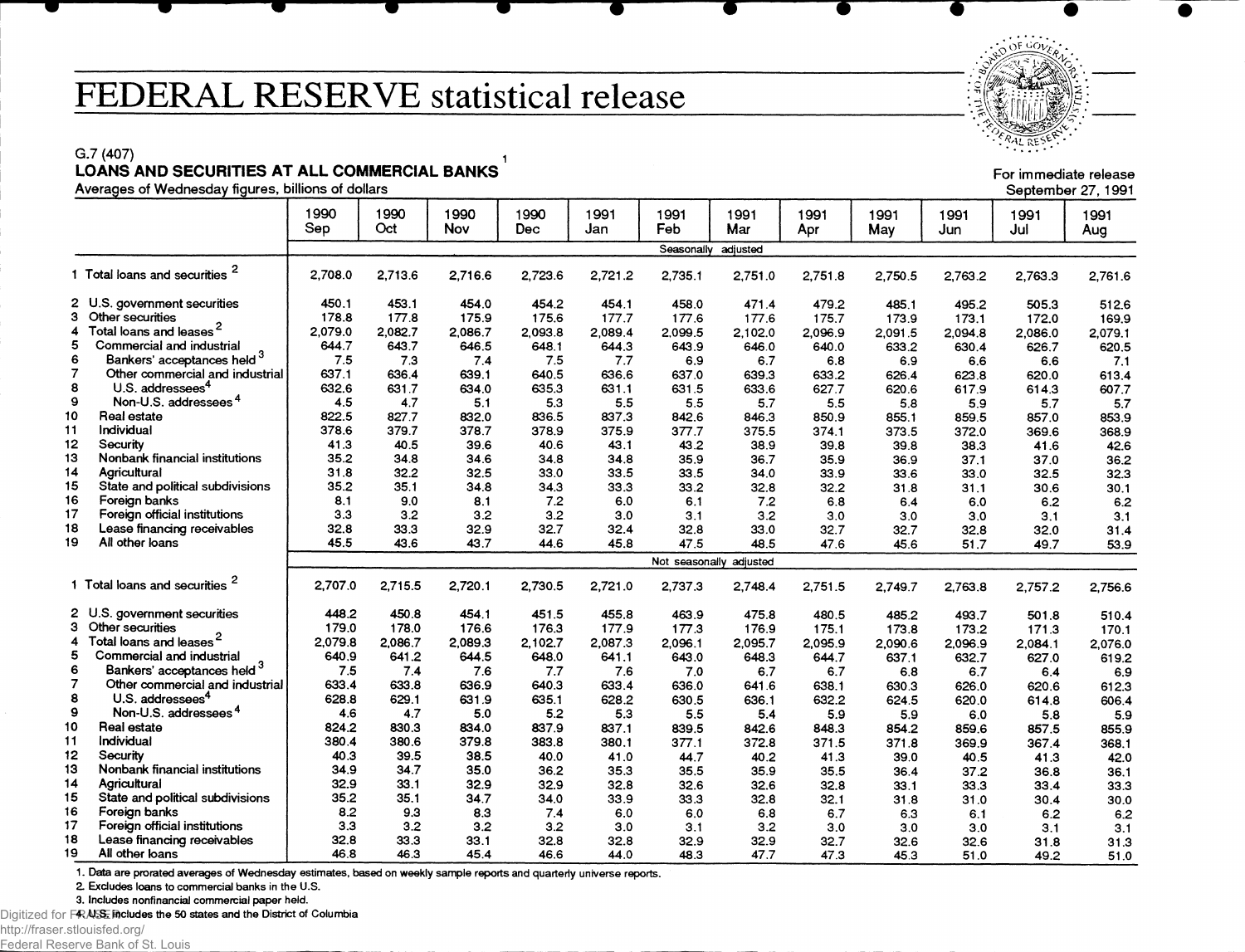# FEDERAL RESERVE statistical release

G.7 (407)

**LOANS AND SECURITIES AT ALL COMMERCIAL BANKS** [1]

Averages of Wednesday figures, billions of dollars

For immediate release
September 27, 1991

| | 1990 Sep | 1990 Oct | 1990 Nov | 1990 Dec | 1991 Jan | 1991 Feb | 1991 Mar | 1991 Apr | 1991 May | 1991 Jun | 1991 Jul | 1991 Aug |
|---|---|---|---|---|---|---|---|---|---|---|---|---|
| | Seasonally adjusted | | | | | | | | | | | |
| 1 Total loans and securities [2] | 2,708.0 | 2,713.6 | 2,716.6 | 2,723.6 | 2,721.2 | 2,735.1 | 2,751.0 | 2,751.8 | 2,750.5 | 2,763.2 | 2,763.3 | 2,761.6 |
| 2 U.S. government securities | 450.1 | 453.1 | 454.0 | 454.2 | 454.1 | 458.0 | 471.4 | 479.2 | 485.1 | 495.2 | 505.3 | 512.6 |
| 3 Other securities | 178.8 | 177.8 | 175.9 | 175.6 | 177.7 | 177.6 | 177.6 | 175.7 | 173.9 | 173.1 | 172.0 | 169.9 |
| 4 Total loans and leases [2] | 2,079.0 | 2,082.7 | 2,086.7 | 2,093.8 | 2,089.4 | 2,099.5 | 2,102.0 | 2,096.9 | 2,091.5 | 2,094.8 | 2,086.0 | 2,079.1 |
| 5 Commercial and industrial | 644.7 | 643.7 | 646.5 | 648.1 | 644.3 | 643.9 | 646.0 | 640.0 | 633.2 | 630.4 | 626.7 | 620.5 |
| 6 Bankers' acceptances held [3] | 7.5 | 7.3 | 7.4 | 7.5 | 7.7 | 6.9 | 6.7 | 6.8 | 6.9 | 6.6 | 6.6 | 7.1 |
| 7 Other commercial and industrial | 637.1 | 636.4 | 639.1 | 640.5 | 636.6 | 637.0 | 639.3 | 633.2 | 626.4 | 623.8 | 620.0 | 613.4 |
| 8 U.S. addressees [4] | 632.6 | 631.7 | 634.0 | 635.3 | 631.1 | 631.5 | 633.6 | 627.7 | 620.6 | 617.9 | 614.3 | 607.7 |
| 9 Non-U.S. addressees [4] | 4.5 | 4.7 | 5.1 | 5.3 | 5.5 | 5.5 | 5.7 | 5.5 | 5.8 | 5.9 | 5.7 | 5.7 |
| 10 Real estate | 822.5 | 827.7 | 832.0 | 836.5 | 837.3 | 842.6 | 846.3 | 850.9 | 855.1 | 859.5 | 857.0 | 853.9 |
| 11 Individual | 378.6 | 379.7 | 378.7 | 378.9 | 375.9 | 377.7 | 375.5 | 374.1 | 373.5 | 372.0 | 369.6 | 368.9 |
| 12 Security | 41.3 | 40.5 | 39.6 | 40.6 | 43.1 | 43.2 | 38.9 | 39.8 | 39.8 | 38.3 | 41.6 | 42.6 |
| 13 Nonbank financial institutions | 35.2 | 34.8 | 34.6 | 34.8 | 34.8 | 35.9 | 36.7 | 35.9 | 36.9 | 37.1 | 37.0 | 36.2 |
| 14 Agricultural | 31.8 | 32.2 | 32.5 | 33.0 | 33.5 | 33.5 | 34.0 | 33.9 | 33.6 | 33.0 | 32.5 | 32.3 |
| 15 State and political subdivisions | 35.2 | 35.1 | 34.8 | 34.3 | 33.3 | 33.2 | 32.8 | 32.2 | 31.8 | 31.1 | 30.6 | 30.1 |
| 16 Foreign banks | 8.1 | 9.0 | 8.1 | 7.2 | 6.0 | 6.1 | 7.2 | 6.8 | 6.4 | 6.0 | 6.2 | 6.2 |
| 17 Foreign official institutions | 3.3 | 3.2 | 3.2 | 3.2 | 3.0 | 3.1 | 3.2 | 3.0 | 3.0 | 3.0 | 3.1 | 3.1 |
| 18 Lease financing receivables | 32.8 | 33.3 | 32.9 | 32.7 | 32.4 | 32.8 | 33.0 | 32.7 | 32.7 | 32.8 | 32.0 | 31.4 |
| 19 All other loans | 45.5 | 43.6 | 43.7 | 44.6 | 45.8 | 47.5 | 48.5 | 47.6 | 45.6 | 51.7 | 49.7 | 53.9 |
| | Not seasonally adjusted | | | | | | | | | | | |
| 1 Total loans and securities [2] | 2,707.0 | 2,715.5 | 2,720.1 | 2,730.5 | 2,721.0 | 2,737.3 | 2,748.4 | 2,751.5 | 2,749.7 | 2,763.8 | 2,757.2 | 2,756.6 |
| 2 U.S. government securities | 448.2 | 450.8 | 454.1 | 451.5 | 455.8 | 463.9 | 475.8 | 480.5 | 485.2 | 493.7 | 501.8 | 510.4 |
| 3 Other securities | 179.0 | 178.0 | 176.6 | 176.3 | 177.9 | 177.3 | 176.9 | 175.1 | 173.8 | 173.2 | 171.3 | 170.1 |
| 4 Total loans and leases [2] | 2,079.8 | 2,086.7 | 2,089.3 | 2,102.7 | 2,087.3 | 2,096.1 | 2,095.7 | 2,095.9 | 2,090.6 | 2,096.9 | 2,084.1 | 2,076.0 |
| 5 Commercial and industrial | 640.9 | 641.2 | 644.5 | 648.0 | 641.1 | 643.0 | 648.3 | 644.7 | 637.1 | 632.7 | 627.0 | 619.2 |
| 6 Bankers' acceptances held [3] | 7.5 | 7.4 | 7.6 | 7.7 | 7.6 | 7.0 | 6.7 | 6.7 | 6.8 | 6.7 | 6.4 | 6.9 |
| 7 Other commercial and industrial | 633.4 | 633.8 | 636.9 | 640.3 | 633.4 | 636.0 | 641.6 | 638.1 | 630.3 | 626.0 | 620.6 | 612.3 |
| 8 U.S. addressees [4] | 628.8 | 629.1 | 631.9 | 635.1 | 628.2 | 630.5 | 636.1 | 632.2 | 624.5 | 620.0 | 614.8 | 606.4 |
| 9 Non-U.S. addressees [4] | 4.6 | 4.7 | 5.0 | 5.2 | 5.3 | 5.5 | 5.4 | 5.9 | 5.9 | 6.0 | 5.8 | 5.9 |
| 10 Real estate | 824.2 | 830.3 | 834.0 | 837.9 | 837.1 | 839.5 | 842.6 | 848.3 | 854.2 | 859.6 | 857.5 | 855.9 |
| 11 Individual | 380.4 | 380.6 | 379.8 | 383.8 | 380.1 | 377.1 | 372.8 | 371.5 | 371.8 | 369.9 | 367.4 | 368.1 |
| 12 Security | 40.3 | 39.5 | 38.5 | 40.0 | 41.0 | 44.7 | 40.2 | 41.3 | 39.0 | 40.5 | 41.3 | 42.0 |
| 13 Nonbank financial institutions | 34.9 | 34.7 | 35.0 | 36.2 | 35.3 | 35.5 | 35.9 | 35.5 | 36.4 | 37.2 | 36.8 | 36.1 |
| 14 Agricultural | 32.9 | 33.1 | 32.9 | 32.9 | 32.8 | 32.6 | 32.6 | 32.8 | 33.1 | 33.3 | 33.4 | 33.3 |
| 15 State and political subdivisions | 35.2 | 35.1 | 34.7 | 34.0 | 33.9 | 33.3 | 32.8 | 32.1 | 31.8 | 31.0 | 30.4 | 30.0 |
| 16 Foreign banks | 8.2 | 9.3 | 8.3 | 7.4 | 6.0 | 6.0 | 6.8 | 6.7 | 6.3 | 6.1 | 6.2 | 6.2 |
| 17 Foreign official institutions | 3.3 | 3.2 | 3.2 | 3.2 | 3.0 | 3.1 | 3.2 | 3.0 | 3.0 | 3.0 | 3.1 | 3.1 |
| 18 Lease financing receivables | 32.8 | 33.3 | 33.1 | 32.8 | 32.8 | 32.9 | 32.9 | 32.7 | 32.6 | 32.6 | 31.8 | 31.3 |
| 19 All other loans | 46.8 | 46.3 | 45.4 | 46.6 | 44.0 | 48.3 | 47.7 | 47.3 | 45.3 | 51.0 | 49.2 | 51.0 |

1. Data are prorated averages of Wednesday estimates, based on weekly sample reports and quarterly universe reports.
2. Excludes loans to commercial banks in the U.S.
3. Includes nonfinancial commercial paper held.
4. U.S. includes the 50 states and the District of Columbia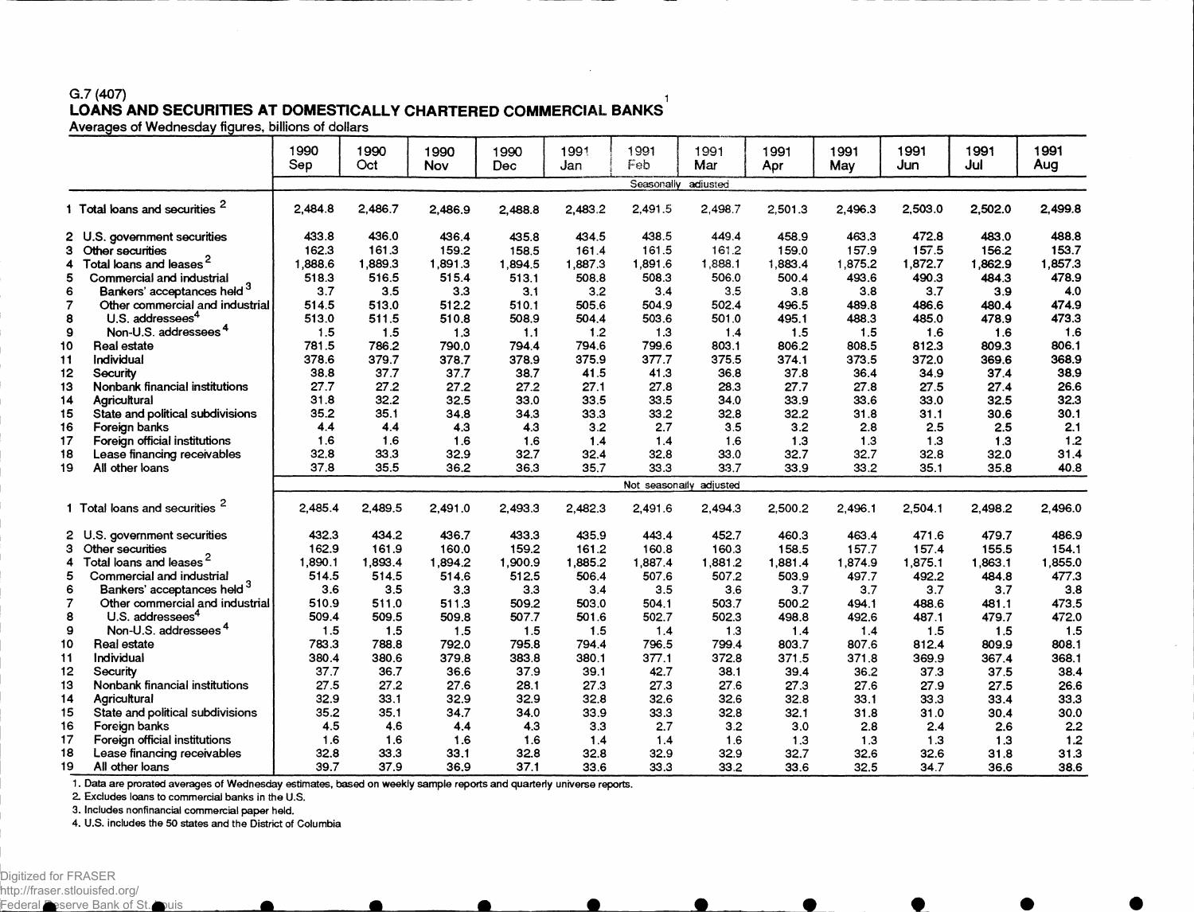G.7 (407)

# LOANS AND SECURITIES AT DOMESTICALLY CHARTERED COMMERCIAL BANKS[1]

Averages of Wednesday figures, billions of dollars

| | 1990 Sep | 1990 Oct | 1990 Nov | 1990 Dec | 1991 Jan | 1991 Feb | 1991 Mar | 1991 Apr | 1991 May | 1991 Jun | 1991 Jul | 1991 Aug |
|---|---|---|---|---|---|---|---|---|---|---|---|---|
| | Seasonally adjusted | | | | | | | | | | | |
| 1 Total loans and securities [2] | 2,484.8 | 2,486.7 | 2,486.9 | 2,488.8 | 2,483.2 | 2,491.5 | 2,498.7 | 2,501.3 | 2,496.3 | 2,503.0 | 2,502.0 | 2,499.8 |
| 2 U.S. government securities | 433.8 | 436.0 | 436.4 | 435.8 | 434.5 | 438.5 | 449.4 | 458.9 | 463.3 | 472.8 | 483.0 | 488.8 |
| 3 Other securities | 162.3 | 161.3 | 159.2 | 158.5 | 161.4 | 161.5 | 161.2 | 159.0 | 157.9 | 157.5 | 156.2 | 153.7 |
| 4 Total loans and leases [2] | 1,888.6 | 1,889.3 | 1,891.3 | 1,894.5 | 1,887.3 | 1,891.6 | 1,888.1 | 1,883.4 | 1,875.2 | 1,872.7 | 1,862.9 | 1,857.3 |
| 5 Commercial and industrial | 518.3 | 516.5 | 515.4 | 513.1 | 508.8 | 508.3 | 506.0 | 500.4 | 493.6 | 490.3 | 484.3 | 478.9 |
| 6 Bankers' acceptances held [3] | 3.7 | 3.5 | 3.3 | 3.1 | 3.2 | 3.4 | 3.5 | 3.8 | 3.8 | 3.7 | 3.9 | 4.0 |
| 7 Other commercial and industrial | 514.5 | 513.0 | 512.2 | 510.1 | 505.6 | 504.9 | 502.4 | 496.5 | 489.8 | 486.6 | 480.4 | 474.9 |
| 8 U.S. addressees [4] | 513.0 | 511.5 | 510.8 | 508.9 | 504.4 | 503.6 | 501.0 | 495.1 | 488.3 | 485.0 | 478.9 | 473.3 |
| 9 Non-U.S. addressees [4] | 1.5 | 1.5 | 1.3 | 1.1 | 1.2 | 1.3 | 1.4 | 1.5 | 1.5 | 1.6 | 1.6 | 1.6 |
| 10 Real estate | 781.5 | 786.2 | 790.0 | 794.4 | 794.6 | 799.6 | 803.1 | 806.2 | 808.5 | 812.3 | 809.3 | 806.1 |
| 11 Individual | 378.6 | 379.7 | 378.7 | 378.9 | 375.9 | 377.7 | 375.5 | 374.1 | 373.5 | 372.0 | 369.6 | 368.9 |
| 12 Security | 38.8 | 37.7 | 37.7 | 38.7 | 41.5 | 41.3 | 36.8 | 37.8 | 36.4 | 34.9 | 37.4 | 38.9 |
| 13 Nonbank financial institutions | 27.7 | 27.2 | 27.2 | 27.2 | 27.1 | 27.8 | 28.3 | 27.7 | 27.8 | 27.5 | 27.4 | 26.6 |
| 14 Agricultural | 31.8 | 32.2 | 32.5 | 33.0 | 33.5 | 33.5 | 34.0 | 33.9 | 33.6 | 33.0 | 32.5 | 32.3 |
| 15 State and political subdivisions | 35.2 | 35.1 | 34.8 | 34.3 | 33.3 | 33.2 | 32.8 | 32.2 | 31.8 | 31.1 | 30.6 | 30.1 |
| 16 Foreign banks | 4.4 | 4.4 | 4.3 | 4.3 | 3.2 | 2.7 | 3.5 | 3.2 | 2.8 | 2.5 | 2.5 | 2.1 |
| 17 Foreign official institutions | 1.6 | 1.6 | 1.6 | 1.6 | 1.4 | 1.4 | 1.6 | 1.3 | 1.3 | 1.3 | 1.3 | 1.2 |
| 18 Lease financing receivables | 32.8 | 33.3 | 32.9 | 32.7 | 32.4 | 32.8 | 33.0 | 32.7 | 32.7 | 32.8 | 32.0 | 31.4 |
| 19 All other loans | 37.8 | 35.5 | 36.2 | 36.3 | 35.7 | 33.3 | 33.7 | 33.9 | 33.2 | 35.1 | 35.8 | 40.8 |
| | Not seasonally adjusted | | | | | | | | | | | |
| 1 Total loans and securities [2] | 2,485.4 | 2,489.5 | 2,491.0 | 2,493.3 | 2,482.3 | 2,491.6 | 2,494.3 | 2,500.2 | 2,496.1 | 2,504.1 | 2,498.2 | 2,496.0 |
| 2 U.S. government securities | 432.3 | 434.2 | 436.7 | 433.3 | 435.9 | 443.4 | 452.7 | 460.3 | 463.4 | 471.6 | 479.7 | 486.9 |
| 3 Other securities | 162.9 | 161.9 | 160.0 | 159.2 | 161.2 | 160.8 | 160.3 | 158.5 | 157.7 | 157.4 | 155.5 | 154.1 |
| 4 Total loans and leases [2] | 1,890.1 | 1,893.4 | 1,894.2 | 1,900.9 | 1,885.2 | 1,887.4 | 1,881.2 | 1,881.4 | 1,874.9 | 1,875.1 | 1,863.1 | 1,855.0 |
| 5 Commercial and industrial | 514.5 | 514.5 | 514.6 | 512.5 | 506.4 | 507.6 | 507.2 | 503.9 | 497.7 | 492.2 | 484.8 | 477.3 |
| 6 Bankers' acceptances held [3] | 3.6 | 3.5 | 3.3 | 3.3 | 3.4 | 3.5 | 3.6 | 3.7 | 3.7 | 3.7 | 3.7 | 3.8 |
| 7 Other commercial and industrial | 510.9 | 511.0 | 511.3 | 509.2 | 503.0 | 504.1 | 503.7 | 500.2 | 494.1 | 488.6 | 481.1 | 473.5 |
| 8 U.S. addressees [4] | 509.4 | 509.5 | 509.8 | 507.7 | 501.6 | 502.7 | 502.3 | 498.8 | 492.6 | 487.1 | 479.7 | 472.0 |
| 9 Non-U.S. addressees [4] | 1.5 | 1.5 | 1.5 | 1.5 | 1.5 | 1.4 | 1.3 | 1.4 | 1.4 | 1.5 | 1.5 | 1.5 |
| 10 Real estate | 783.3 | 788.8 | 792.0 | 795.8 | 794.4 | 796.5 | 799.4 | 803.7 | 807.6 | 812.4 | 809.9 | 808.1 |
| 11 Individual | 380.4 | 380.6 | 379.8 | 383.8 | 380.1 | 377.1 | 372.8 | 371.5 | 371.8 | 369.9 | 367.4 | 368.1 |
| 12 Security | 37.7 | 36.7 | 36.6 | 37.9 | 39.1 | 42.7 | 38.1 | 39.4 | 36.2 | 37.3 | 37.5 | 38.4 |
| 13 Nonbank financial institutions | 27.5 | 27.2 | 27.6 | 28.1 | 27.3 | 27.3 | 27.6 | 27.3 | 27.6 | 27.9 | 27.5 | 26.6 |
| 14 Agricultural | 32.9 | 33.1 | 32.9 | 32.9 | 32.8 | 32.6 | 32.6 | 32.8 | 33.1 | 33.3 | 33.4 | 33.3 |
| 15 State and political subdivisions | 35.2 | 35.1 | 34.7 | 34.0 | 33.9 | 33.3 | 32.8 | 32.1 | 31.8 | 31.0 | 30.4 | 30.0 |
| 16 Foreign banks | 4.5 | 4.6 | 4.4 | 4.3 | 3.3 | 2.7 | 3.2 | 3.0 | 2.8 | 2.4 | 2.6 | 2.2 |
| 17 Foreign official institutions | 1.6 | 1.6 | 1.6 | 1.6 | 1.4 | 1.4 | 1.6 | 1.3 | 1.3 | 1.3 | 1.3 | 1.2 |
| 18 Lease financing receivables | 32.8 | 33.3 | 33.1 | 32.8 | 32.8 | 32.9 | 32.9 | 32.7 | 32.6 | 32.6 | 31.8 | 31.3 |
| 19 All other loans | 39.7 | 37.9 | 36.9 | 37.1 | 33.6 | 33.3 | 33.2 | 33.6 | 32.5 | 34.7 | 36.6 | 38.6 |

1. Data are prorated averages of Wednesday estimates, based on weekly sample reports and quarterly universe reports.
2. Excludes loans to commercial banks in the U.S.
3. Includes nonfinancial commercial paper held.
4. U.S. includes the 50 states and the District of Columbia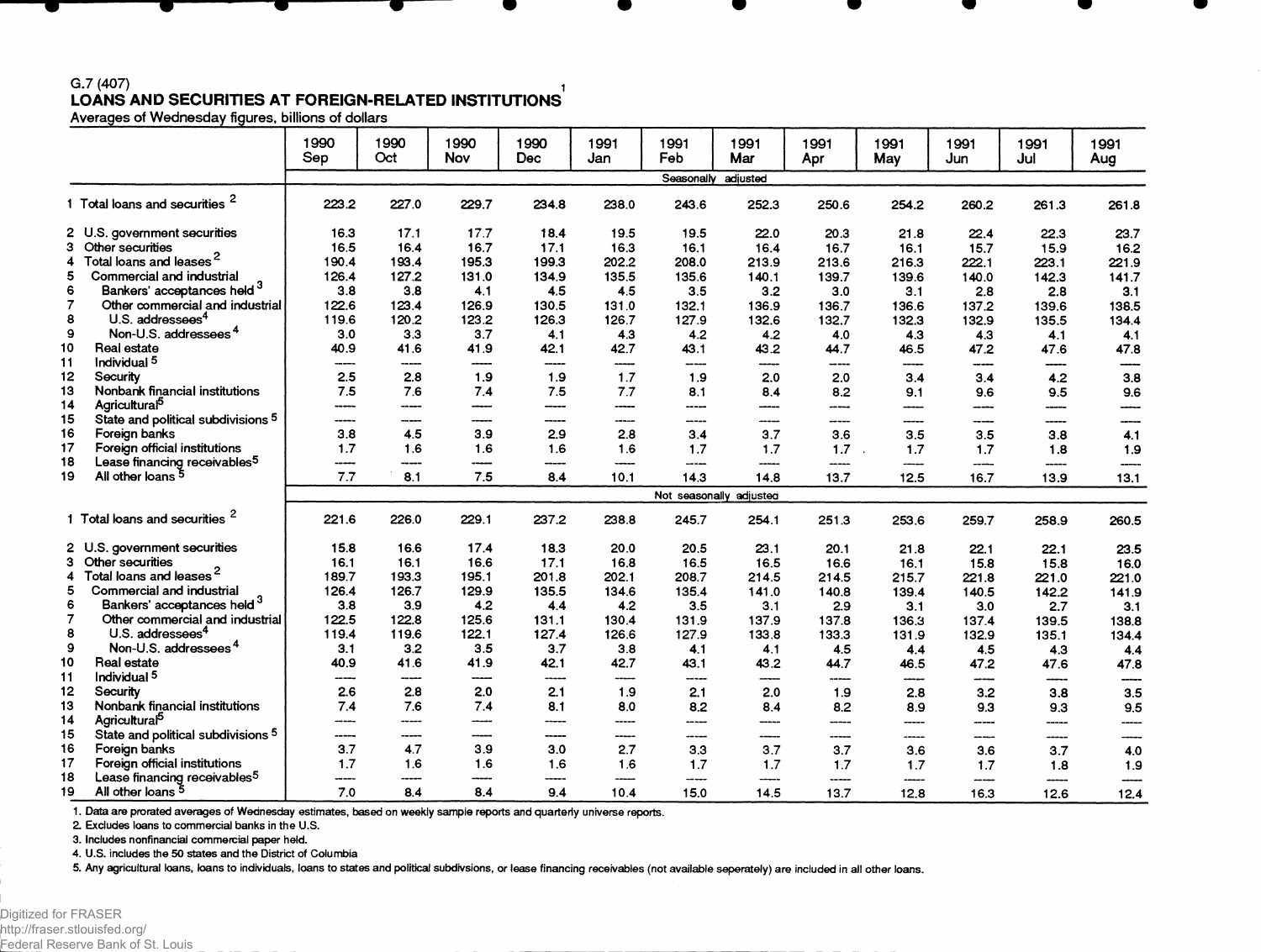G.7 (407)

## LOANS AND SECURITIES AT FOREIGN-RELATED INSTITUTIONS [1]

Averages of Wednesday figures, billions of dollars

| | 1990 Sep | 1990 Oct | 1990 Nov | 1990 Dec | 1991 Jan | 1991 Feb | 1991 Mar | 1991 Apr | 1991 May | 1991 Jun | 1991 Jul | 1991 Aug |
|---|---|---|---|---|---|---|---|---|---|---|---|---|
| | | | | | | Seasonally adjusted | | | | | | |
| 1 Total loans and securities [2] | 223.2 | 227.0 | 229.7 | 234.8 | 238.0 | 243.6 | 252.3 | 250.6 | 254.2 | 260.2 | 261.3 | 261.8 |
| 2 U.S. government securities | 16.3 | 17.1 | 17.7 | 18.4 | 19.5 | 19.5 | 22.0 | 20.3 | 21.8 | 22.4 | 22.3 | 23.7 |
| 3 Other securities | 16.5 | 16.4 | 16.7 | 17.1 | 16.3 | 16.1 | 16.4 | 16.7 | 16.1 | 15.7 | 15.9 | 16.2 |
| 4 Total loans and leases [2] | 190.4 | 193.4 | 195.3 | 199.3 | 202.2 | 208.0 | 213.9 | 213.6 | 216.3 | 222.1 | 223.1 | 221.9 |
| 5 Commercial and industrial | 126.4 | 127.2 | 131.0 | 134.9 | 135.5 | 135.6 | 140.1 | 139.7 | 139.6 | 140.0 | 142.3 | 141.7 |
| 6 Bankers' acceptances held [3] | 3.8 | 3.8 | 4.1 | 4.5 | 4.5 | 3.5 | 3.2 | 3.0 | 3.1 | 2.8 | 2.8 | 3.1 |
| 7 Other commercial and industrial | 122.6 | 123.4 | 126.9 | 130.5 | 131.0 | 132.1 | 136.9 | 136.7 | 136.6 | 137.2 | 139.6 | 138.5 |
| 8 U.S. addressees [4] | 119.6 | 120.2 | 123.2 | 126.3 | 126.7 | 127.9 | 132.6 | 132.7 | 132.3 | 132.9 | 135.5 | 134.4 |
| 9 Non-U.S. addressees [4] | 3.0 | 3.3 | 3.7 | 4.1 | 4.3 | 4.2 | 4.2 | 4.0 | 4.3 | 4.3 | 4.1 | 4.1 |
| 10 Real estate | 40.9 | 41.6 | 41.9 | 42.1 | 42.7 | 43.1 | 43.2 | 44.7 | 46.5 | 47.2 | 47.6 | 47.8 |
| 11 Individual [5] | ----- | ----- | ----- | ----- | ----- | ----- | ----- | ----- | ----- | ----- | ----- | ----- |
| 12 Security | 2.5 | 2.8 | 1.9 | 1.9 | 1.7 | 1.9 | 2.0 | 2.0 | 3.4 | 3.4 | 4.2 | 3.8 |
| 13 Nonbank financial institutions | 7.5 | 7.6 | 7.4 | 7.5 | 7.7 | 8.1 | 8.4 | 8.2 | 9.1 | 9.6 | 9.5 | 9.6 |
| 14 Agricultural [5] | ----- | ----- | ----- | ----- | ----- | ----- | ----- | ----- | ----- | ----- | ----- | ----- |
| 15 State and political subdivisions [5] | ----- | ----- | ----- | ----- | ----- | ----- | ----- | ----- | ----- | ----- | ----- | ----- |
| 16 Foreign banks | 3.8 | 4.5 | 3.9 | 2.9 | 2.8 | 3.4 | 3.7 | 3.6 | 3.5 | 3.5 | 3.8 | 4.1 |
| 17 Foreign official institutions | 1.7 | 1.6 | 1.6 | 1.6 | 1.6 | 1.7 | 1.7 | 1.7 | 1.7 | 1.7 | 1.8 | 1.9 |
| 18 Lease financing receivables [5] | ----- | ----- | ----- | ----- | ----- | ----- | ----- | ----- | ----- | ----- | ----- | ----- |
| 19 All other loans [5] | 7.7 | 8.1 | 7.5 | 8.4 | 10.1 | 14.3 | 14.8 | 13.7 | 12.5 | 16.7 | 13.9 | 13.1 |
| | | | | | | Not seasonally adjusted | | | | | | |
| 1 Total loans and securities [2] | 221.6 | 226.0 | 229.1 | 237.2 | 238.8 | 245.7 | 254.1 | 251.3 | 253.6 | 259.7 | 258.9 | 260.5 |
| 2 U.S. government securities | 15.8 | 16.6 | 17.4 | 18.3 | 20.0 | 20.5 | 23.1 | 20.1 | 21.8 | 22.1 | 22.1 | 23.5 |
| 3 Other securities | 16.1 | 16.1 | 16.6 | 17.1 | 16.8 | 16.5 | 16.5 | 16.6 | 16.1 | 15.8 | 15.8 | 16.0 |
| 4 Total loans and leases [2] | 189.7 | 193.3 | 195.1 | 201.8 | 202.1 | 208.7 | 214.5 | 214.5 | 215.7 | 221.8 | 221.0 | 221.0 |
| 5 Commercial and industrial | 126.4 | 126.7 | 129.9 | 135.5 | 134.6 | 135.4 | 141.0 | 140.8 | 139.4 | 140.5 | 142.2 | 141.9 |
| 6 Bankers' acceptances held [3] | 3.8 | 3.9 | 4.2 | 4.4 | 4.2 | 3.5 | 3.1 | 2.9 | 3.1 | 3.0 | 2.7 | 3.1 |
| 7 Other commercial and industrial | 122.5 | 122.8 | 125.6 | 131.1 | 130.4 | 131.9 | 137.9 | 137.8 | 136.3 | 137.4 | 139.5 | 138.8 |
| 8 U.S. addressees [4] | 119.4 | 119.6 | 122.1 | 127.4 | 126.6 | 127.9 | 133.8 | 133.3 | 131.9 | 132.9 | 135.1 | 134.4 |
| 9 Non-U.S. addressees [4] | 3.1 | 3.2 | 3.5 | 3.7 | 3.8 | 4.1 | 4.1 | 4.5 | 4.4 | 4.5 | 4.3 | 4.4 |
| 10 Real estate | 40.9 | 41.6 | 41.9 | 42.1 | 42.7 | 43.1 | 43.2 | 44.7 | 46.5 | 47.2 | 47.6 | 47.8 |
| 11 Individual [5] | ----- | ----- | ----- | ----- | ----- | ----- | ----- | ----- | ----- | ----- | ----- | ----- |
| 12 Security | 2.6 | 2.8 | 2.0 | 2.1 | 1.9 | 2.1 | 2.0 | 1.9 | 2.8 | 3.2 | 3.8 | 3.5 |
| 13 Nonbank financial institutions | 7.4 | 7.6 | 7.4 | 8.1 | 8.0 | 8.2 | 8.4 | 8.2 | 8.9 | 9.3 | 9.3 | 9.5 |
| 14 Agricultural [5] | ----- | ----- | ----- | ----- | ----- | ----- | ----- | ----- | ----- | ----- | ----- | ----- |
| 15 State and political subdivisions [5] | ----- | ----- | ----- | ----- | ----- | ----- | ----- | ----- | ----- | ----- | ----- | ----- |
| 16 Foreign banks | 3.7 | 4.7 | 3.9 | 3.0 | 2.7 | 3.3 | 3.7 | 3.7 | 3.6 | 3.6 | 3.7 | 4.0 |
| 17 Foreign official institutions | 1.7 | 1.6 | 1.6 | 1.6 | 1.6 | 1.7 | 1.7 | 1.7 | 1.7 | 1.7 | 1.8 | 1.9 |
| 18 Lease financing receivables [5] | ----- | ----- | ----- | ----- | ----- | ----- | ----- | ----- | ----- | ----- | ----- | ----- |
| 19 All other loans [5] | 7.0 | 8.4 | 8.4 | 9.4 | 10.4 | 15.0 | 14.5 | 13.7 | 12.8 | 16.3 | 12.6 | 12.4 |

1. Data are prorated averages of Wednesday estimates, based on weekly sample reports and quarterly universe reports.
2. Excludes loans to commercial banks in the U.S.
3. Includes nonfinancial commercial paper held.
4. U.S. includes the 50 states and the District of Columbia
5. Any agricultural loans, loans to individuals, loans to states and political subdivsions, or lease financing receivables (not available seperately) are included in all other loans.